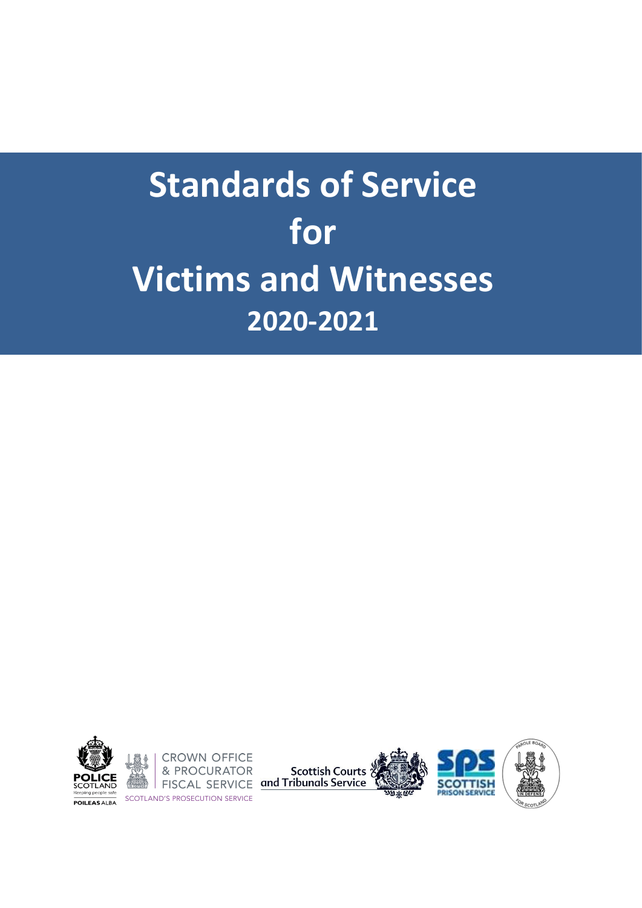# Standards of Service for Victims and Witnesses 2020-2021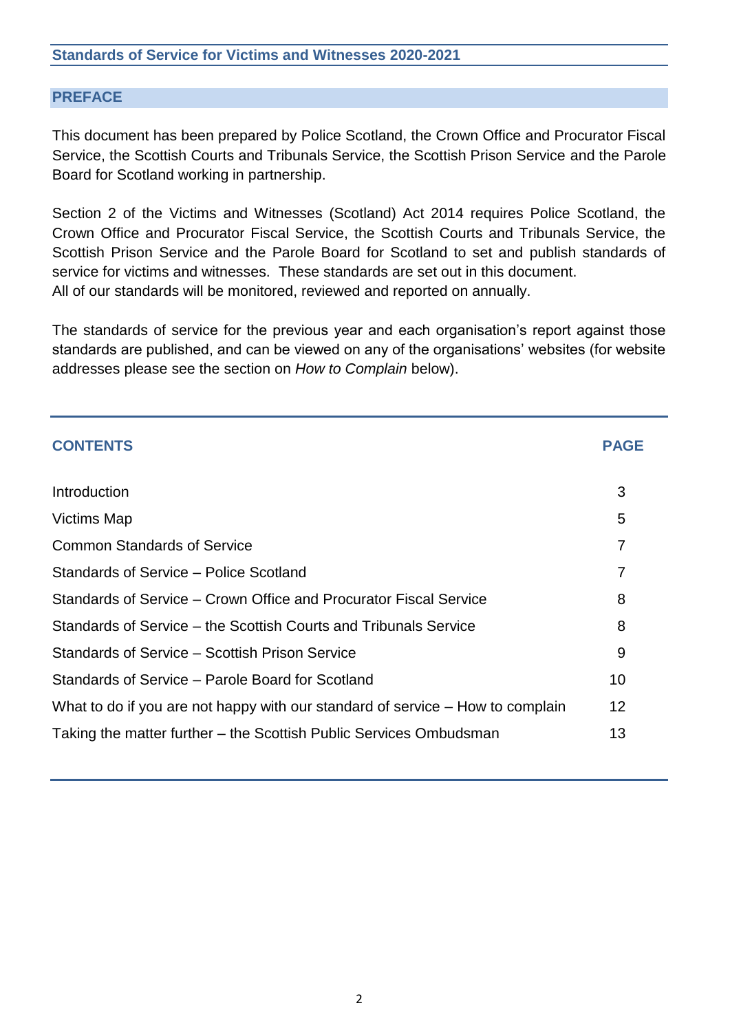## Standards of Service for Victims and Witnesses 2020-2021

## PREFACE

This document has been prepared by Police Scotland, the Crown Office and Procurator Fiscal Service, the Scottish Courts and Tribunals Service, the Scottish Prison Service and the Parole Board for Scotland working in partnership.

Section 2 of the Victims and Witnesses (Scotland) Act 2014 requires Police Scotland, the Crown Office and Procurator Fiscal Service, the Scottish Courts and Tribunals Service, the Scottish Prison Service and the Parole Board for Scotland to set and publish standards of service for victims and witnesses. These standards are set out in this document.
All of our standards will be monitored, reviewed and reported on annually.

The standards of service for the previous year and each organisation's report against those standards are published, and can be viewed on any of the organisations' websites (for website addresses please see the section on *How to Complain* below).

| CONTENTS | PAGE |
|---|---|
| Introduction | 3 |
| Victims Map | 5 |
| Common Standards of Service | 7 |
| Standards of Service – Police Scotland | 7 |
| Standards of Service – Crown Office and Procurator Fiscal Service | 8 |
| Standards of Service – the Scottish Courts and Tribunals Service | 8 |
| Standards of Service – Scottish Prison Service | 9 |
| Standards of Service – Parole Board for Scotland | 10 |
| What to do if you are not happy with our standard of service – How to complain | 12 |
| Taking the matter further – the Scottish Public Services Ombudsman | 13 |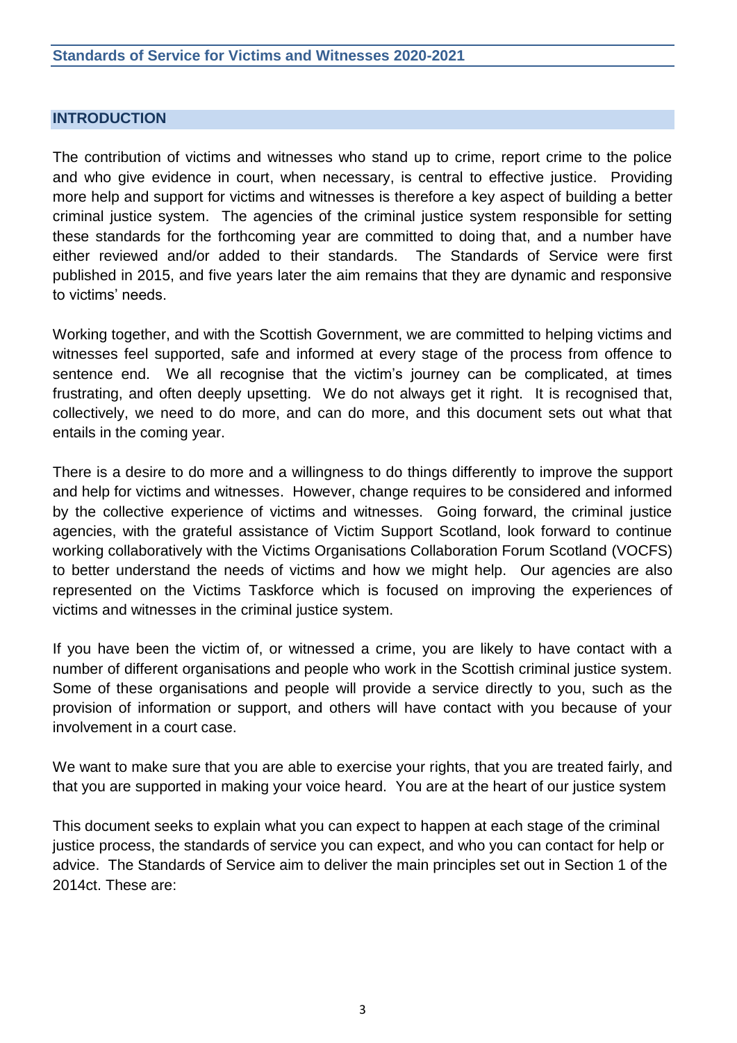## INTRODUCTION

The contribution of victims and witnesses who stand up to crime, report crime to the police and who give evidence in court, when necessary, is central to effective justice. Providing more help and support for victims and witnesses is therefore a key aspect of building a better criminal justice system. The agencies of the criminal justice system responsible for setting these standards for the forthcoming year are committed to doing that, and a number have either reviewed and/or added to their standards. The Standards of Service were first published in 2015, and five years later the aim remains that they are dynamic and responsive to victims' needs.

Working together, and with the Scottish Government, we are committed to helping victims and witnesses feel supported, safe and informed at every stage of the process from offence to sentence end. We all recognise that the victim's journey can be complicated, at times frustrating, and often deeply upsetting. We do not always get it right. It is recognised that, collectively, we need to do more, and can do more, and this document sets out what that entails in the coming year.

There is a desire to do more and a willingness to do things differently to improve the support and help for victims and witnesses. However, change requires to be considered and informed by the collective experience of victims and witnesses. Going forward, the criminal justice agencies, with the grateful assistance of Victim Support Scotland, look forward to continue working collaboratively with the Victims Organisations Collaboration Forum Scotland (VOCFS) to better understand the needs of victims and how we might help. Our agencies are also represented on the Victims Taskforce which is focused on improving the experiences of victims and witnesses in the criminal justice system.

If you have been the victim of, or witnessed a crime, you are likely to have contact with a number of different organisations and people who work in the Scottish criminal justice system. Some of these organisations and people will provide a service directly to you, such as the provision of information or support, and others will have contact with you because of your involvement in a court case.

We want to make sure that you are able to exercise your rights, that you are treated fairly, and that you are supported in making your voice heard. You are at the heart of our justice system

This document seeks to explain what you can expect to happen at each stage of the criminal justice process, the standards of service you can expect, and who you can contact for help or advice. The Standards of Service aim to deliver the main principles set out in Section 1 of the 2014ct. These are: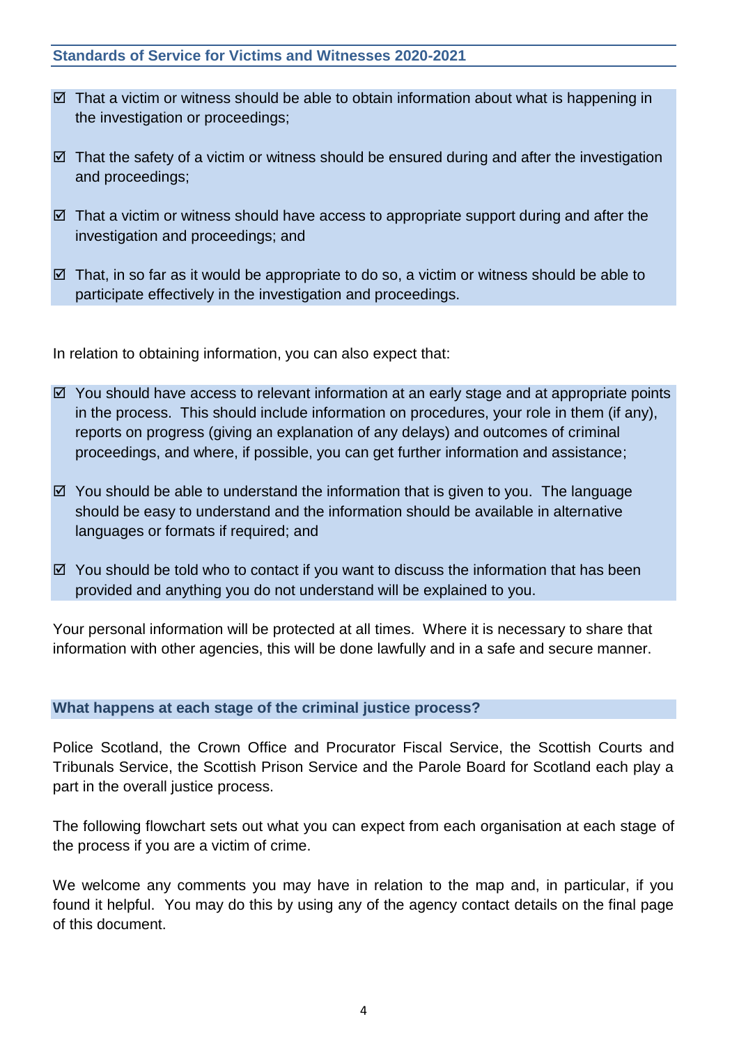## Standards of Service for Victims and Witnesses 2020-2021

- ☑ That a victim or witness should be able to obtain information about what is happening in the investigation or proceedings;
- ☑ That the safety of a victim or witness should be ensured during and after the investigation and proceedings;
- ☑ That a victim or witness should have access to appropriate support during and after the investigation and proceedings; and
- ☑ That, in so far as it would be appropriate to do so, a victim or witness should be able to participate effectively in the investigation and proceedings.

In relation to obtaining information, you can also expect that:

- ☑ You should have access to relevant information at an early stage and at appropriate points in the process. This should include information on procedures, your role in them (if any), reports on progress (giving an explanation of any delays) and outcomes of criminal proceedings, and where, if possible, you can get further information and assistance;
- ☑ You should be able to understand the information that is given to you. The language should be easy to understand and the information should be available in alternative languages or formats if required; and
- ☑ You should be told who to contact if you want to discuss the information that has been provided and anything you do not understand will be explained to you.

Your personal information will be protected at all times. Where it is necessary to share that information with other agencies, this will be done lawfully and in a safe and secure manner.

## What happens at each stage of the criminal justice process?

Police Scotland, the Crown Office and Procurator Fiscal Service, the Scottish Courts and Tribunals Service, the Scottish Prison Service and the Parole Board for Scotland each play a part in the overall justice process.

The following flowchart sets out what you can expect from each organisation at each stage of the process if you are a victim of crime.

We welcome any comments you may have in relation to the map and, in particular, if you found it helpful. You may do this by using any of the agency contact details on the final page of this document.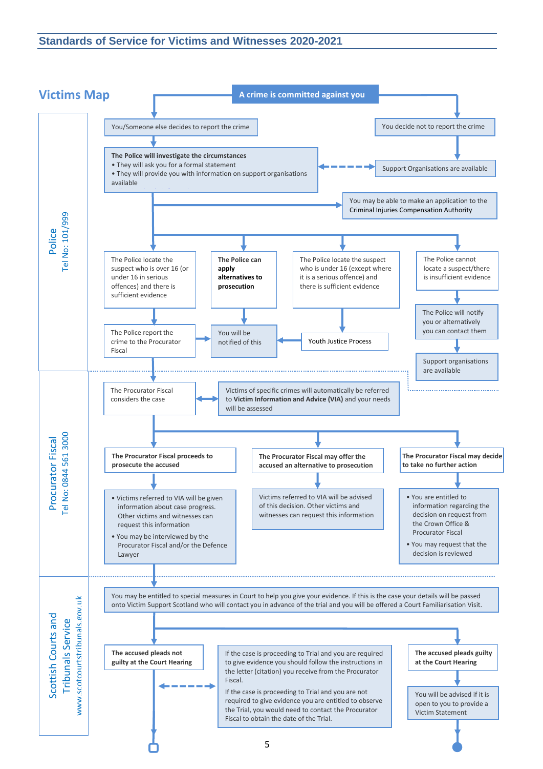## Victims Map

**A crime is committed against you**

### Police
Tel No: 101/999

- You/Someone else decides to report the crime
- You decide not to report the crime
  - Support Organisations are available

**The Police will investigate the circumstances**
- They will ask you for a formal statement
- They will provide you with information on support organisations available

You may be able to make an application to the Criminal Injuries Compensation Authority

- The Police locate the suspect who is over 16 (or under 16 in serious offences) and there is sufficient evidence
  - The Police report the crime to the Procurator Fiscal
- **The Police can apply alternatives to prosecution**
  - You will be notified of this
- The Police locate the suspect who is under 16 (except where it is a serious offence) and there is sufficient evidence
  - Youth Justice Process
- The Police cannot locate a suspect/there is insufficient evidence
  - The Police will notify you or alternatively you can contact them
  - Support organisations are available

### Procurator Fiscal
Tel No: 0844 561 3000

The Procurator Fiscal considers the case

Victims of specific crimes will automatically be referred to **Victim Information and Advice (VIA)** and your needs will be assessed

- **The Procurator Fiscal proceeds to prosecute the accused**
  - Victims referred to VIA will be given information about case progress. Other victims and witnesses can request this information
  - You may be interviewed by the Procurator Fiscal and/or the Defence Lawyer
- **The Procurator Fiscal may offer the accused an alternative to prosecution**
  - Victims referred to VIA will be advised of this decision. Other victims and witnesses can request this information
- **The Procurator Fiscal may decide to take no further action**
  - You are entitled to information regarding the decision on request from the Crown Office & Procurator Fiscal
  - You may request that the decision is reviewed

### Scottish Courts and Tribunals Service
www.scotcourtstribunals.gov.uk

You may be entitled to special measures in Court to help you give your evidence. If this is the case your details will be passed onto Victim Support Scotland who will contact you in advance of the trial and you will be offered a Court Familiarisation Visit.

- **The accused pleads not guilty at the Court Hearing**

  If the case is proceeding to Trial and you are required to give evidence you should follow the instructions in the letter (citation) you receive from the Procurator Fiscal.

  If the case is proceeding to Trial and you are not required to give evidence you are entitled to observe the Trial, you would need to contact the Procurator Fiscal to obtain the date of the Trial.

- **The accused pleads guilty at the Court Hearing**
  - You will be advised if it is open to you to provide a Victim Statement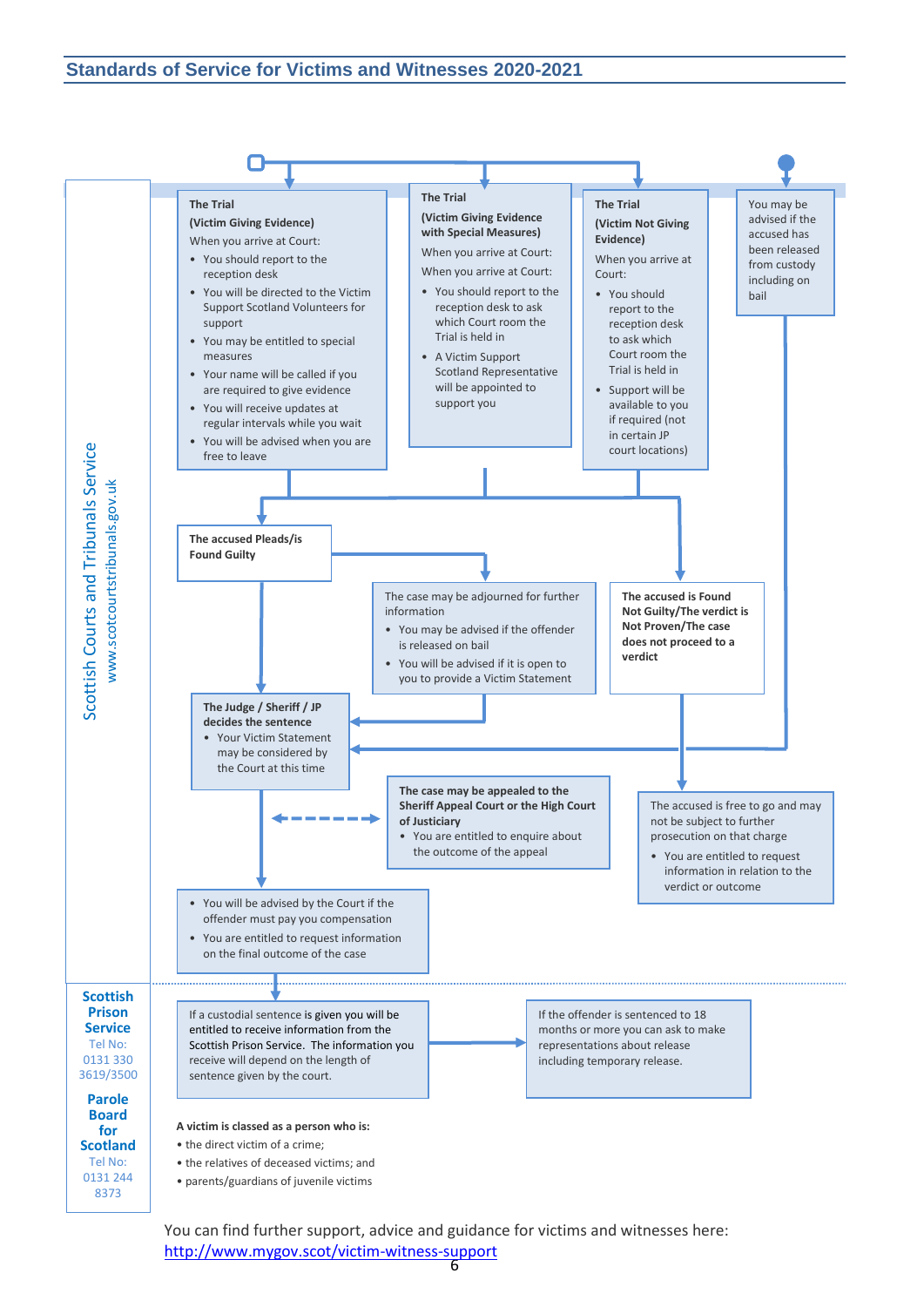Scottish Courts and Tribunals Service
www.scotcourtstribunals.gov.uk

**The Trial**
**(Victim Giving Evidence)**
When you arrive at Court:

- You should report to the reception desk
- You will be directed to the Victim Support Scotland Volunteers for support
- You may be entitled to special measures
- Your name will be called if you are required to give evidence
- You will receive updates at regular intervals while you wait
- You will be advised when you are free to leave

**The Trial**
**(Victim Giving Evidence with Special Measures)**
When you arrive at Court:
When you arrive at Court:

- You should report to the reception desk to ask which Court room the Trial is held in
- A Victim Support Scotland Representative will be appointed to support you

**The Trial**
**(Victim Not Giving Evidence)**
When you arrive at Court:

- You should report to the reception desk to ask which Court room the Trial is held in
- Support will be available to you if required (not in certain JP court locations)

You may be advised if the accused has been released from custody including on bail

**The accused Pleads/is Found Guilty**

The case may be adjourned for further information

- You may be advised if the offender is released on bail
- You will be advised if it is open to you to provide a Victim Statement

**The accused is Found Not Guilty/The verdict is Not Proven/The case does not proceed to a verdict**

**The Judge / Sheriff / JP decides the sentence**

- Your Victim Statement may be considered by the Court at this time

**The case may be appealed to the Sheriff Appeal Court or the High Court of Justiciary**

- You are entitled to enquire about the outcome of the appeal

The accused is free to go and may not be subject to further prosecution on that charge

- You are entitled to request information in relation to the verdict or outcome

- You will be advised by the Court if the offender must pay you compensation
- You are entitled to request information on the final outcome of the case

**Scottish Prison Service**
Tel No: 0131 330 3619/3500

**Parole Board for Scotland**
Tel No: 0131 244 8373

If a custodial sentence is given you will be entitled to receive information from the Scottish Prison Service. The information you receive will depend on the length of sentence given by the court.

If the offender is sentenced to 18 months or more you can ask to make representations about release including temporary release.

**A victim is classed as a person who is:**

- the direct victim of a crime;
- the relatives of deceased victims; and
- parents/guardians of juvenile victims

You can find further support, advice and guidance for victims and witnesses here: http://www.mygov.scot/victim-witness-support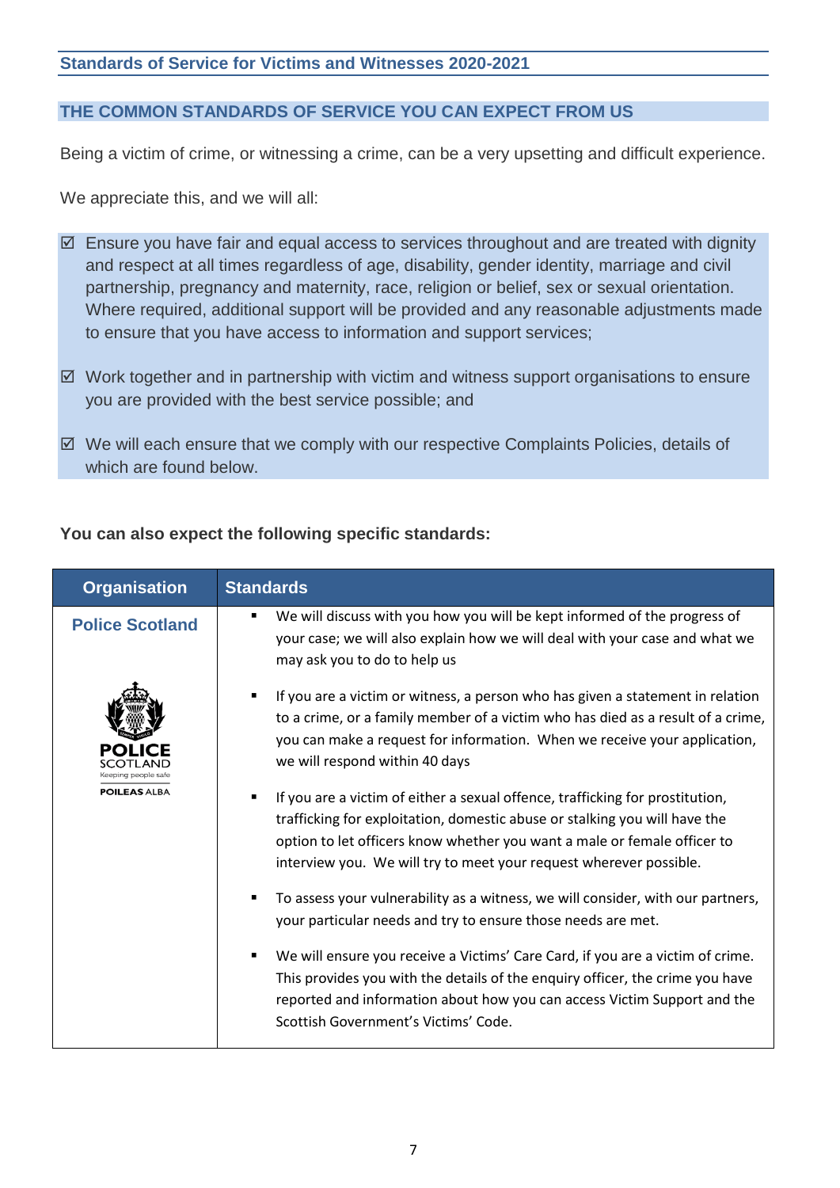## Standards of Service for Victims and Witnesses 2020-2021

### THE COMMON STANDARDS OF SERVICE YOU CAN EXPECT FROM US

Being a victim of crime, or witnessing a crime, can be a very upsetting and difficult experience.

We appreciate this, and we will all:

- ☑ Ensure you have fair and equal access to services throughout and are treated with dignity and respect at all times regardless of age, disability, gender identity, marriage and civil partnership, pregnancy and maternity, race, religion or belief, sex or sexual orientation. Where required, additional support will be provided and any reasonable adjustments made to ensure that you have access to information and support services;
- ☑ Work together and in partnership with victim and witness support organisations to ensure you are provided with the best service possible; and
- ☑ We will each ensure that we comply with our respective Complaints Policies, details of which are found below.

**You can also expect the following specific standards:**

| Organisation | Standards |
| --- | --- |
| **Police Scotland** | ▪ We will discuss with you how you will be kept informed of the progress of your case; we will also explain how we will deal with your case and what we may ask you to do to help us<br><br>▪ If you are a victim or witness, a person who has given a statement in relation to a crime, or a family member of a victim who has died as a result of a crime, you can make a request for information. When we receive your application, we will respond within 40 days<br><br>▪ If you are a victim of either a sexual offence, trafficking for prostitution, trafficking for exploitation, domestic abuse or stalking you will have the option to let officers know whether you want a male or female officer to interview you. We will try to meet your request wherever possible.<br><br>▪ To assess your vulnerability as a witness, we will consider, with our partners, your particular needs and try to ensure those needs are met.<br><br>▪ We will ensure you receive a Victims' Care Card, if you are a victim of crime. This provides you with the details of the enquiry officer, the crime you have reported and information about how you can access Victim Support and the Scottish Government's Victims' Code. |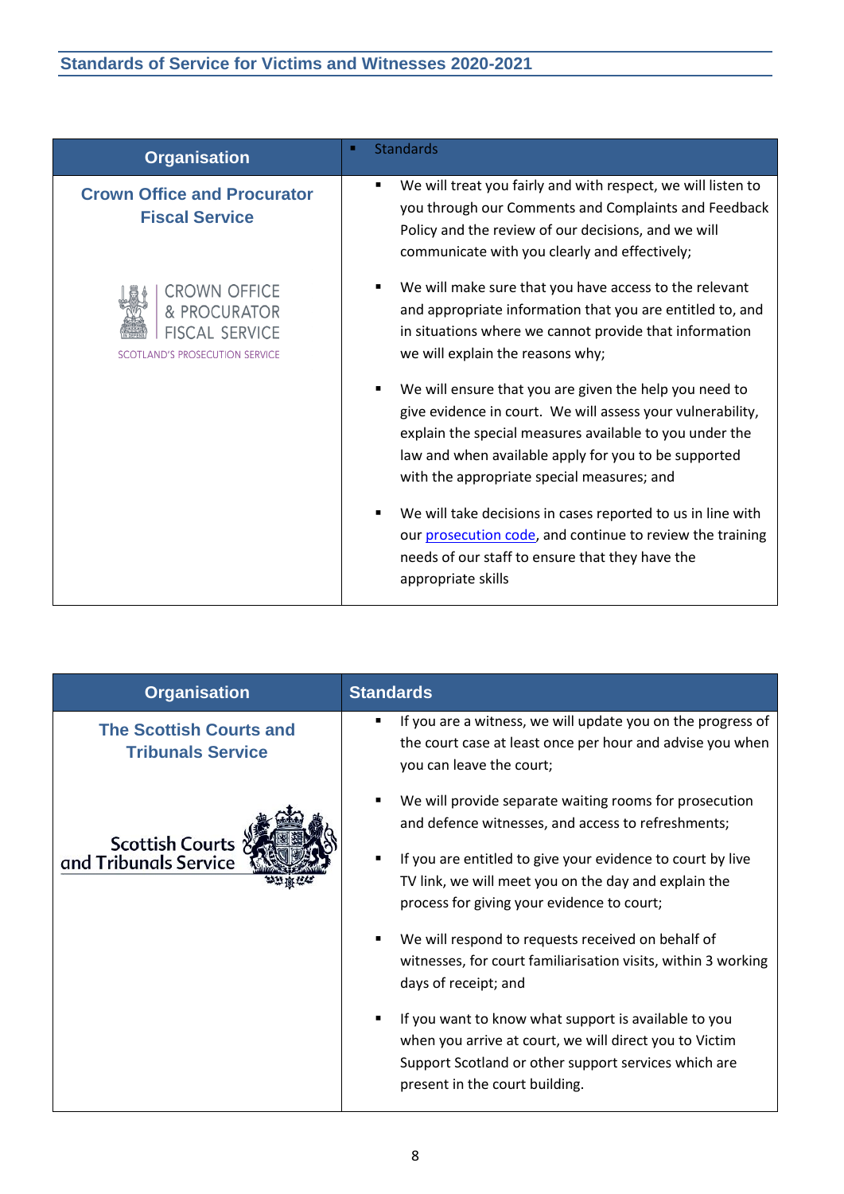| Organisation | Standards |
|---|---|
| **Crown Office and Procurator Fiscal Service** | ▪ We will treat you fairly and with respect, we will listen to you through our Comments and Complaints and Feedback Policy and the review of our decisions, and we will communicate with you clearly and effectively;<br><br>▪ We will make sure that you have access to the relevant and appropriate information that you are entitled to, and in situations where we cannot provide that information we will explain the reasons why;<br><br>▪ We will ensure that you are given the help you need to give evidence in court. We will assess your vulnerability, explain the special measures available to you under the law and when available apply for you to be supported with the appropriate special measures; and<br><br>▪ We will take decisions in cases reported to us in line with our prosecution code, and continue to review the training needs of our staff to ensure that they have the appropriate skills |

| Organisation | Standards |
|---|---|
| **The Scottish Courts and Tribunals Service** | ▪ If you are a witness, we will update you on the progress of the court case at least once per hour and advise you when you can leave the court;<br><br>▪ We will provide separate waiting rooms for prosecution and defence witnesses, and access to refreshments;<br><br>▪ If you are entitled to give your evidence to court by live TV link, we will meet you on the day and explain the process for giving your evidence to court;<br><br>▪ We will respond to requests received on behalf of witnesses, for court familiarisation visits, within 3 working days of receipt; and<br><br>▪ If you want to know what support is available to you when you arrive at court, we will direct you to Victim Support Scotland or other support services which are present in the court building. |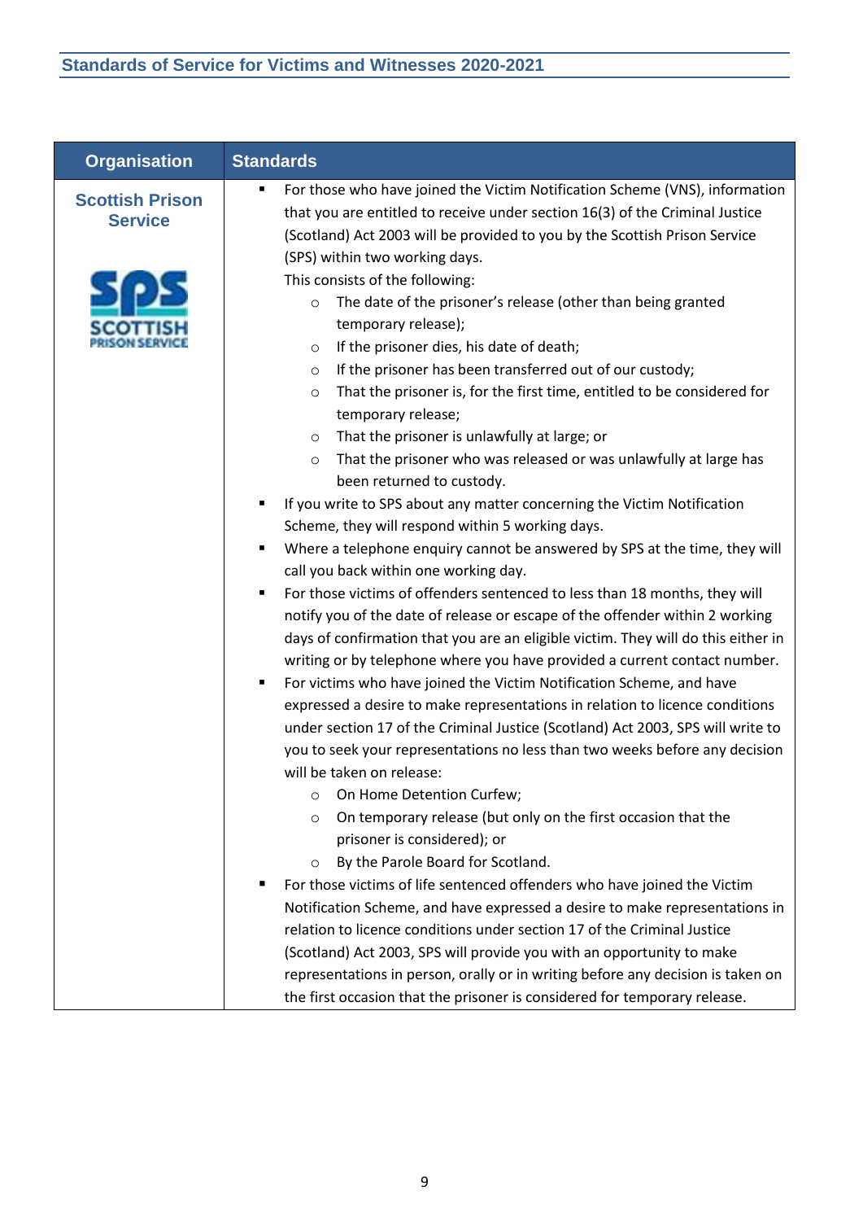| Organisation | Standards |
|---|---|
| **Scottish Prison Service** | ▪ For those who have joined the Victim Notification Scheme (VNS), information that you are entitled to receive under section 16(3) of the Criminal Justice (Scotland) Act 2003 will be provided to you by the Scottish Prison Service (SPS) within two working days.<br>This consists of the following:<br>○ The date of the prisoner's release (other than being granted temporary release);<br>○ If the prisoner dies, his date of death;<br>○ If the prisoner has been transferred out of our custody;<br>○ That the prisoner is, for the first time, entitled to be considered for temporary release;<br>○ That the prisoner is unlawfully at large; or<br>○ That the prisoner who was released or was unlawfully at large has been returned to custody.<br>▪ If you write to SPS about any matter concerning the Victim Notification Scheme, they will respond within 5 working days.<br>▪ Where a telephone enquiry cannot be answered by SPS at the time, they will call you back within one working day.<br>▪ For those victims of offenders sentenced to less than 18 months, they will notify you of the date of release or escape of the offender within 2 working days of confirmation that you are an eligible victim. They will do this either in writing or by telephone where you have provided a current contact number.<br>▪ For victims who have joined the Victim Notification Scheme, and have expressed a desire to make representations in relation to licence conditions under section 17 of the Criminal Justice (Scotland) Act 2003, SPS will write to you to seek your representations no less than two weeks before any decision will be taken on release:<br>○ On Home Detention Curfew;<br>○ On temporary release (but only on the first occasion that the prisoner is considered); or<br>○ By the Parole Board for Scotland.<br>▪ For those victims of life sentenced offenders who have joined the Victim Notification Scheme, and have expressed a desire to make representations in relation to licence conditions under section 17 of the Criminal Justice (Scotland) Act 2003, SPS will provide you with an opportunity to make representations in person, orally or in writing before any decision is taken on the first occasion that the prisoner is considered for temporary release. |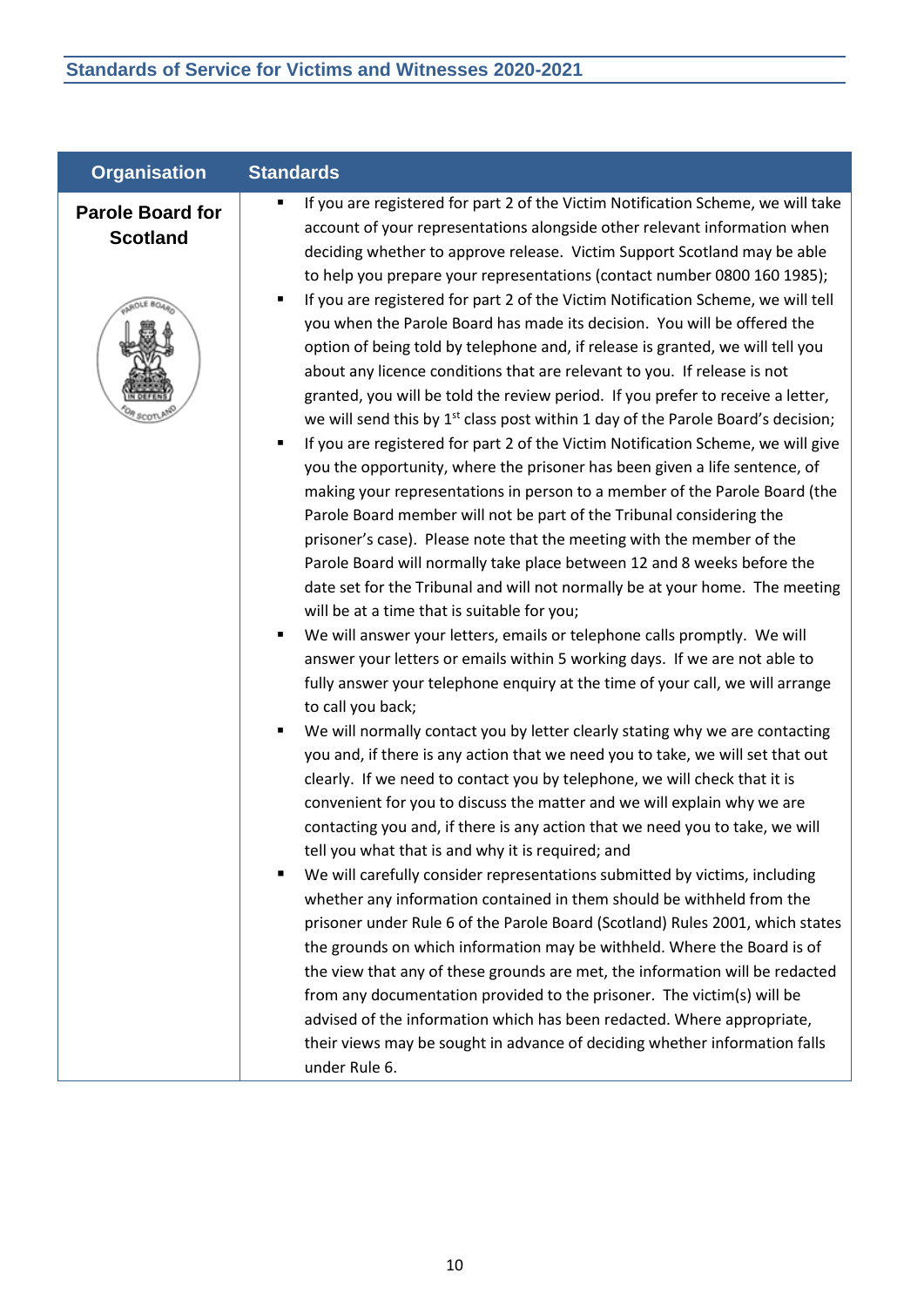| Organisation | Standards |
|---|---|
| **Parole Board for Scotland** | ▪ If you are registered for part 2 of the Victim Notification Scheme, we will take account of your representations alongside other relevant information when deciding whether to approve release. Victim Support Scotland may be able to help you prepare your representations (contact number 0800 160 1985);<br>▪ If you are registered for part 2 of the Victim Notification Scheme, we will tell you when the Parole Board has made its decision. You will be offered the option of being told by telephone and, if release is granted, we will tell you about any licence conditions that are relevant to you. If release is not granted, you will be told the review period. If you prefer to receive a letter, we will send this by 1st class post within 1 day of the Parole Board's decision;<br>▪ If you are registered for part 2 of the Victim Notification Scheme, we will give you the opportunity, where the prisoner has been given a life sentence, of making your representations in person to a member of the Parole Board (the Parole Board member will not be part of the Tribunal considering the prisoner's case). Please note that the meeting with the member of the Parole Board will normally take place between 12 and 8 weeks before the date set for the Tribunal and will not normally be at your home. The meeting will be at a time that is suitable for you;<br>▪ We will answer your letters, emails or telephone calls promptly. We will answer your letters or emails within 5 working days. If we are not able to fully answer your telephone enquiry at the time of your call, we will arrange to call you back;<br>▪ We will normally contact you by letter clearly stating why we are contacting you and, if there is any action that we need you to take, we will set that out clearly. If we need to contact you by telephone, we will check that it is convenient for you to discuss the matter and we will explain why we are contacting you and, if there is any action that we need you to take, we will tell you what that is and why it is required; and<br>▪ We will carefully consider representations submitted by victims, including whether any information contained in them should be withheld from the prisoner under Rule 6 of the Parole Board (Scotland) Rules 2001, which states the grounds on which information may be withheld. Where the Board is of the view that any of these grounds are met, the information will be redacted from any documentation provided to the prisoner. The victim(s) will be advised of the information which has been redacted. Where appropriate, their views may be sought in advance of deciding whether information falls under Rule 6. |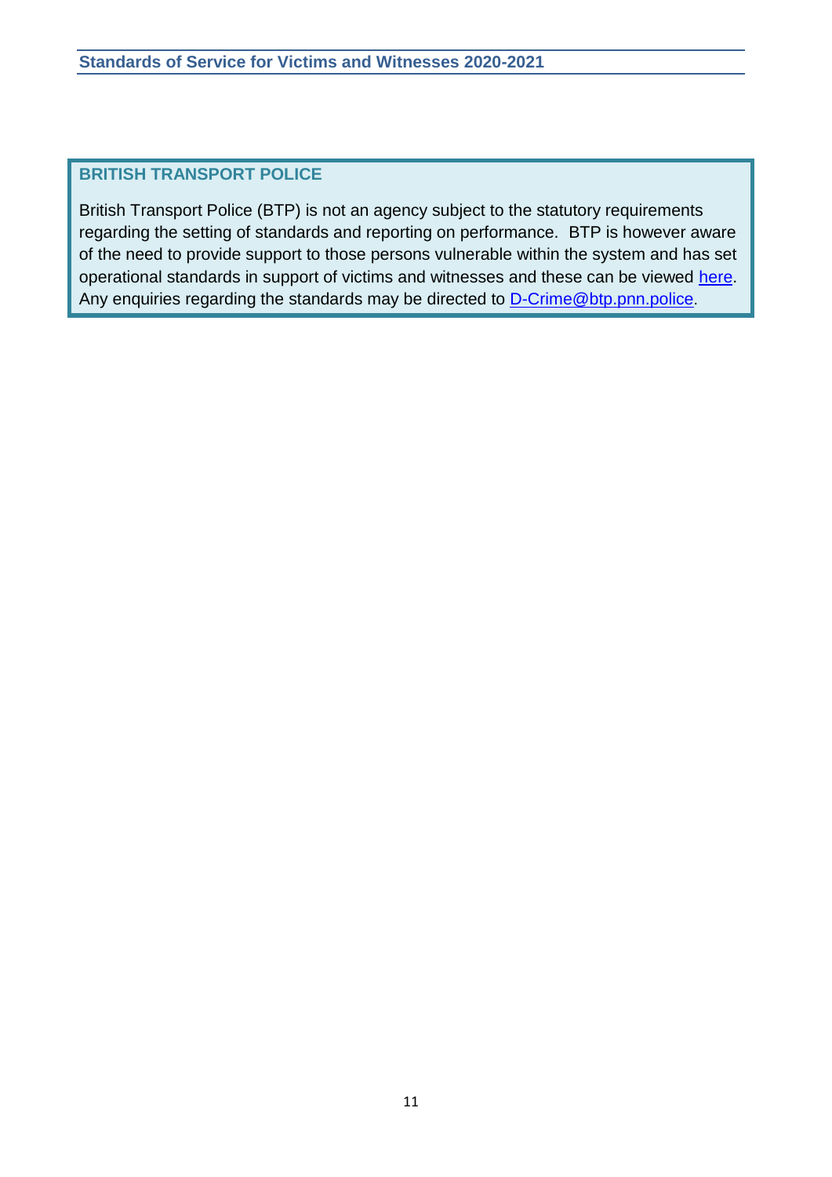## BRITISH TRANSPORT POLICE

British Transport Police (BTP) is not an agency subject to the statutory requirements regarding the setting of standards and reporting on performance. BTP is however aware of the need to provide support to those persons vulnerable within the system and has set operational standards in support of victims and witnesses and these can be viewed here. Any enquiries regarding the standards may be directed to D-Crime@btp.pnn.police.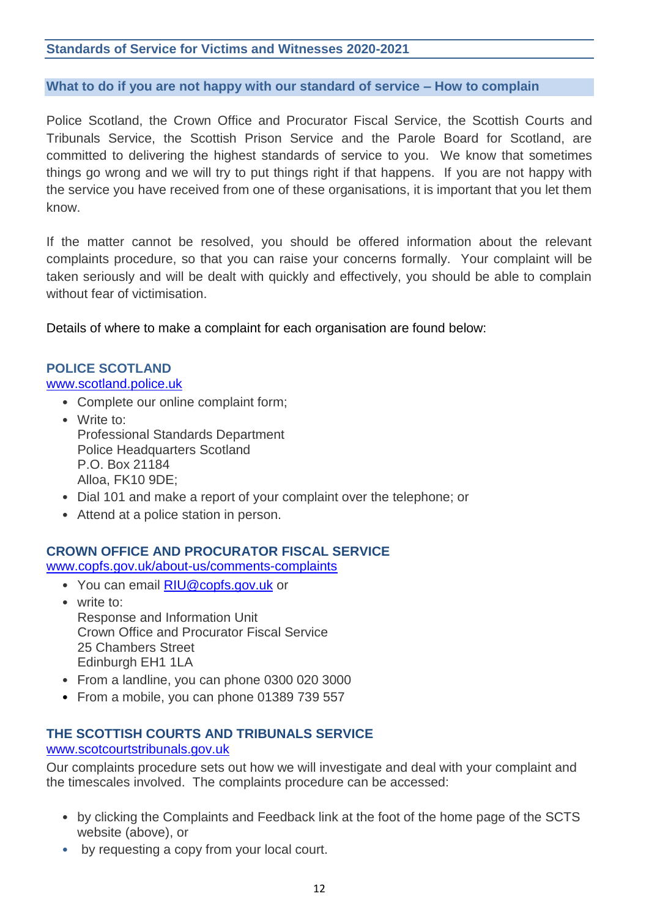## What to do if you are not happy with our standard of service – How to complain

Police Scotland, the Crown Office and Procurator Fiscal Service, the Scottish Courts and Tribunals Service, the Scottish Prison Service and the Parole Board for Scotland, are committed to delivering the highest standards of service to you. We know that sometimes things go wrong and we will try to put things right if that happens. If you are not happy with the service you have received from one of these organisations, it is important that you let them know.

If the matter cannot be resolved, you should be offered information about the relevant complaints procedure, so that you can raise your concerns formally. Your complaint will be taken seriously and will be dealt with quickly and effectively, you should be able to complain without fear of victimisation.

Details of where to make a complaint for each organisation are found below:

### POLICE SCOTLAND

www.scotland.police.uk

- Complete our online complaint form;
- Write to:
  Professional Standards Department
  Police Headquarters Scotland
  P.O. Box 21184
  Alloa, FK10 9DE;
- Dial 101 and make a report of your complaint over the telephone; or
- Attend at a police station in person.

### CROWN OFFICE AND PROCURATOR FISCAL SERVICE

www.copfs.gov.uk/about-us/comments-complaints

- You can email RIU@copfs.gov.uk or
- write to:
  Response and Information Unit
  Crown Office and Procurator Fiscal Service
  25 Chambers Street
  Edinburgh EH1 1LA
- From a landline, you can phone 0300 020 3000
- From a mobile, you can phone 01389 739 557

### THE SCOTTISH COURTS AND TRIBUNALS SERVICE

www.scotcourtstribunals.gov.uk

Our complaints procedure sets out how we will investigate and deal with your complaint and the timescales involved. The complaints procedure can be accessed:

- by clicking the Complaints and Feedback link at the foot of the home page of the SCTS website (above), or
- by requesting a copy from your local court.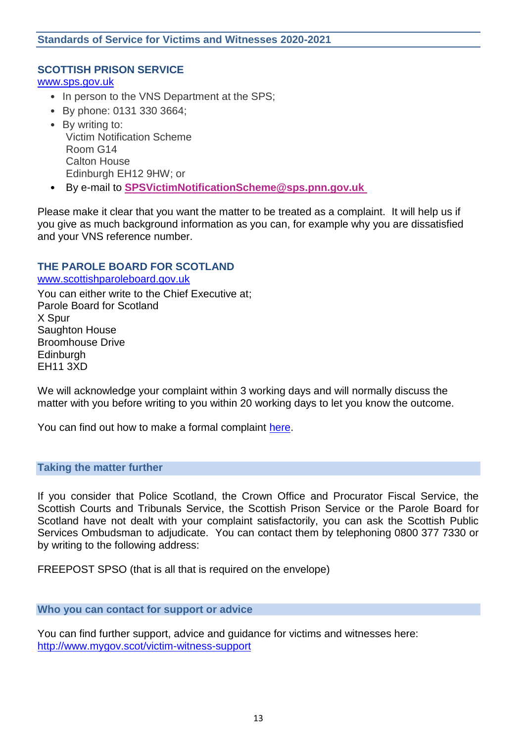## SCOTTISH PRISON SERVICE

www.sps.gov.uk

- In person to the VNS Department at the SPS;
- By phone: 0131 330 3664;
- By writing to:
  Victim Notification Scheme
  Room G14
  Calton House
  Edinburgh EH12 9HW; or
- By e-mail to **SPSVictimNotificationScheme@sps.pnn.gov.uk**

Please make it clear that you want the matter to be treated as a complaint. It will help us if you give as much background information as you can, for example why you are dissatisfied and your VNS reference number.

## THE PAROLE BOARD FOR SCOTLAND

www.scottishparoleboard.gov.uk

You can either write to the Chief Executive at;
Parole Board for Scotland
X Spur
Saughton House
Broomhouse Drive
Edinburgh
EH11 3XD

We will acknowledge your complaint within 3 working days and will normally discuss the matter with you before writing to you within 20 working days to let you know the outcome.

You can find out how to make a formal complaint here.

## Taking the matter further

If you consider that Police Scotland, the Crown Office and Procurator Fiscal Service, the Scottish Courts and Tribunals Service, the Scottish Prison Service or the Parole Board for Scotland have not dealt with your complaint satisfactorily, you can ask the Scottish Public Services Ombudsman to adjudicate. You can contact them by telephoning 0800 377 7330 or by writing to the following address:

FREEPOST SPSO (that is all that is required on the envelope)

## Who you can contact for support or advice

You can find further support, advice and guidance for victims and witnesses here:
http://www.mygov.scot/victim-witness-support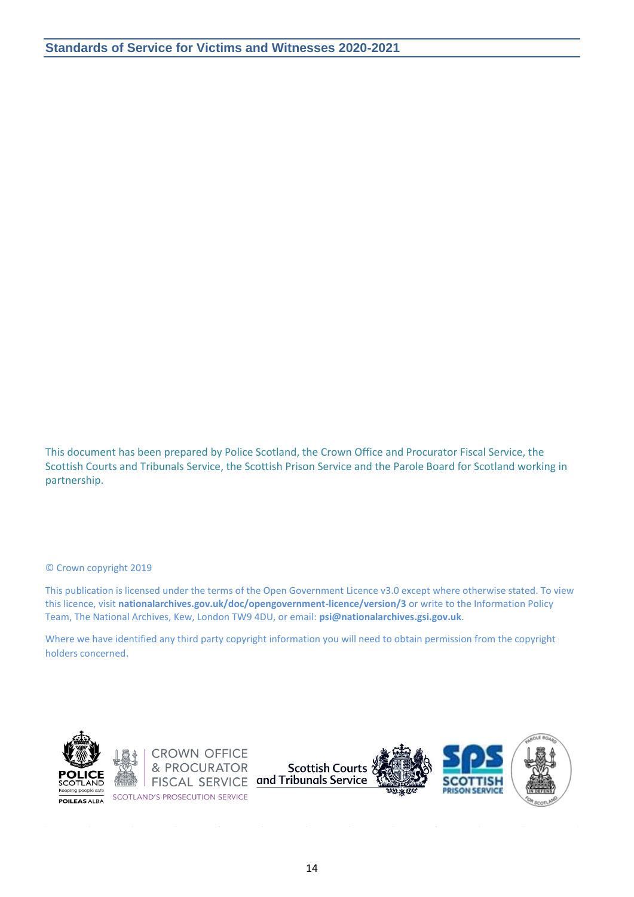This document has been prepared by Police Scotland, the Crown Office and Procurator Fiscal Service, the Scottish Courts and Tribunals Service, the Scottish Prison Service and the Parole Board for Scotland working in partnership.

© Crown copyright 2019

This publication is licensed under the terms of the Open Government Licence v3.0 except where otherwise stated. To view this licence, visit **nationalarchives.gov.uk/doc/opengovernment-licence/version/3** or write to the Information Policy Team, The National Archives, Kew, London TW9 4DU, or email: **psi@nationalarchives.gsi.gov.uk**.

Where we have identified any third party copyright information you will need to obtain permission from the copyright holders concerned.